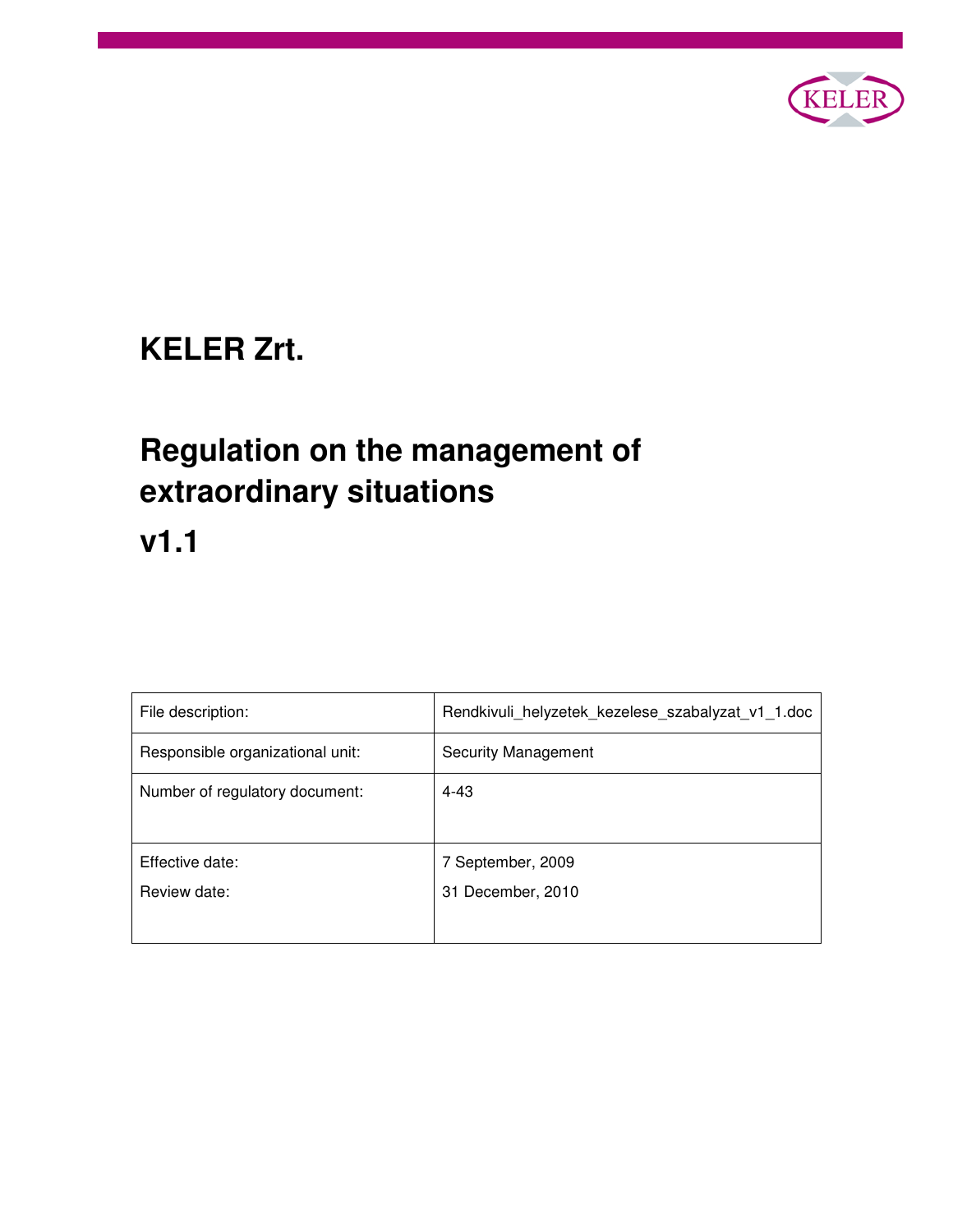KELER

# KELER Zrt.

# Regulation on the management of extraordinary situations

# v1.1

| File description: | Rendkivuli_helyzetek_kezelese_szabalyzat_v1_1.doc |
|---|---|
| Responsible organizational unit: | Security Management |
| Number of regulatory document: | 4-43 |
| Effective date:<br>Review date: | 7 September, 2009<br>31 December, 2010 |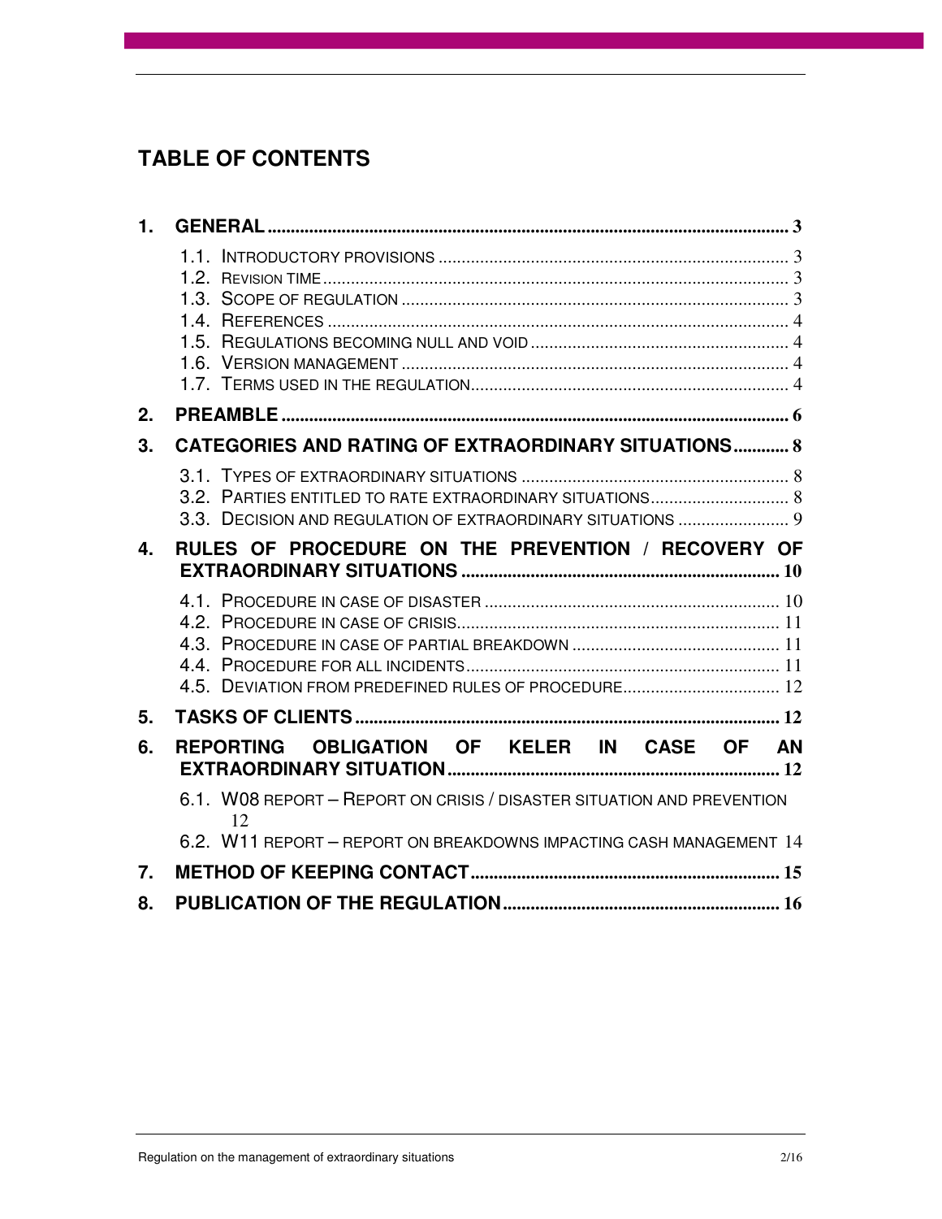# TABLE OF CONTENTS

1. **GENERAL** ... 3
   - 1.1. INTRODUCTORY PROVISIONS ... 3
   - 1.2. REVISION TIME ... 3
   - 1.3. SCOPE OF REGULATION ... 3
   - 1.4. REFERENCES ... 4
   - 1.5. REGULATIONS BECOMING NULL AND VOID ... 4
   - 1.6. VERSION MANAGEMENT ... 4
   - 1.7. TERMS USED IN THE REGULATION ... 4
2. **PREAMBLE** ... 6
3. **CATEGORIES AND RATING OF EXTRAORDINARY SITUATIONS** ... 8
   - 3.1. TYPES OF EXTRAORDINARY SITUATIONS ... 8
   - 3.2. PARTIES ENTITLED TO RATE EXTRAORDINARY SITUATIONS ... 8
   - 3.3. DECISION AND REGULATION OF EXTRAORDINARY SITUATIONS ... 9
4. **RULES OF PROCEDURE ON THE PREVENTION / RECOVERY OF EXTRAORDINARY SITUATIONS** ... 10
   - 4.1. PROCEDURE IN CASE OF DISASTER ... 10
   - 4.2. PROCEDURE IN CASE OF CRISIS ... 11
   - 4.3. PROCEDURE IN CASE OF PARTIAL BREAKDOWN ... 11
   - 4.4. PROCEDURE FOR ALL INCIDENTS ... 11
   - 4.5. DEVIATION FROM PREDEFINED RULES OF PROCEDURE ... 12
5. **TASKS OF CLIENTS** ... 12
6. **REPORTING OBLIGATION OF KELER IN CASE OF AN EXTRAORDINARY SITUATION** ... 12
   - 6.1. W08 REPORT – REPORT ON CRISIS / DISASTER SITUATION AND PREVENTION ... 12
   - 6.2. W11 REPORT – REPORT ON BREAKDOWNS IMPACTING CASH MANAGEMENT ... 14
7. **METHOD OF KEEPING CONTACT** ... 15
8. **PUBLICATION OF THE REGULATION** ... 16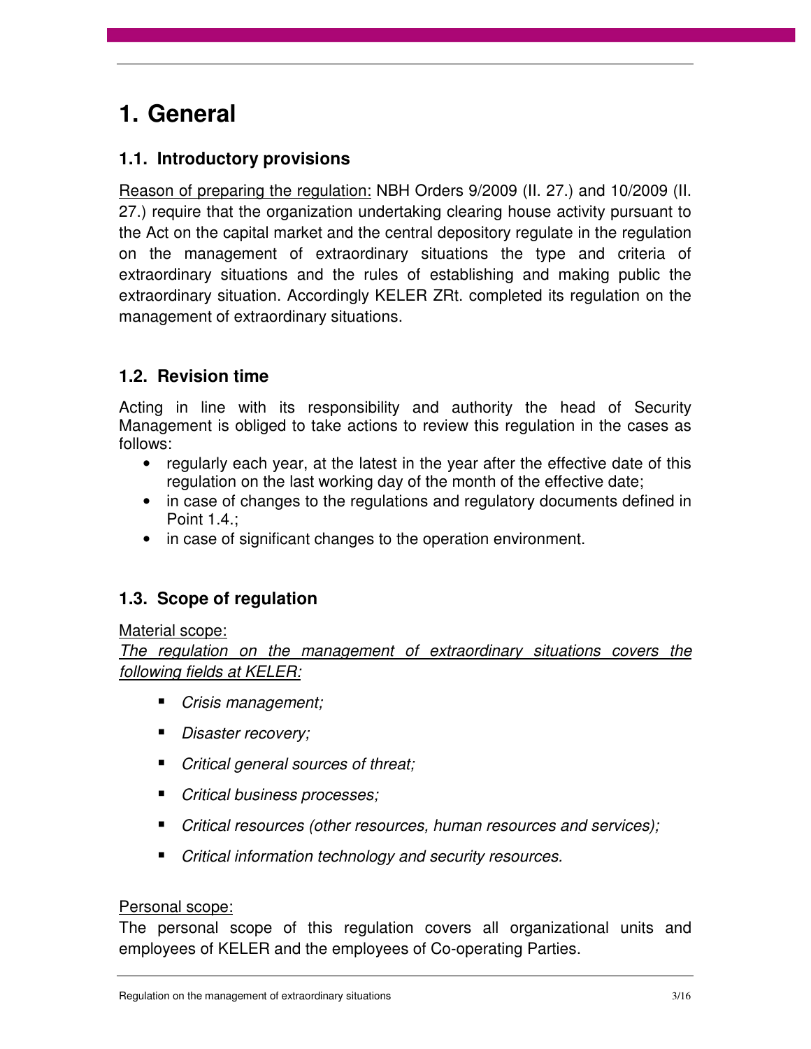# 1. General

## 1.1. Introductory provisions

<u>Reason of preparing the regulation:</u> NBH Orders 9/2009 (II. 27.) and 10/2009 (II. 27.) require that the organization undertaking clearing house activity pursuant to the Act on the capital market and the central depository regulate in the regulation on the management of extraordinary situations the type and criteria of extraordinary situations and the rules of establishing and making public the extraordinary situation. Accordingly KELER ZRt. completed its regulation on the management of extraordinary situations.

## 1.2. Revision time

Acting in line with its responsibility and authority the head of Security Management is obliged to take actions to review this regulation in the cases as follows:

- regularly each year, at the latest in the year after the effective date of this regulation on the last working day of the month of the effective date;
- in case of changes to the regulations and regulatory documents defined in Point 1.4.;
- in case of significant changes to the operation environment.

## 1.3. Scope of regulation

<u>Material scope:</u>

*<u>The regulation on the management of extraordinary situations covers the following fields at KELER:</u>*

- *Crisis management;*
- *Disaster recovery;*
- *Critical general sources of threat;*
- *Critical business processes;*
- *Critical resources (other resources, human resources and services);*
- *Critical information technology and security resources.*

<u>Personal scope:</u>

The personal scope of this regulation covers all organizational units and employees of KELER and the employees of Co-operating Parties.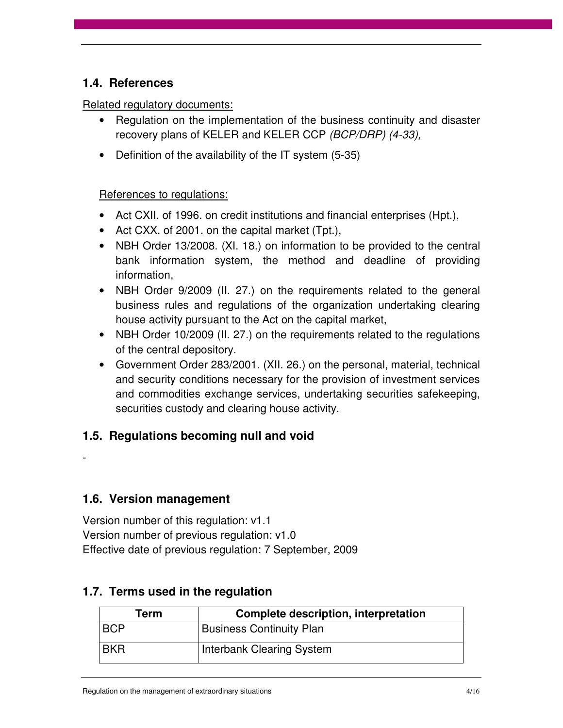## 1.4. References

Related regulatory documents:

- Regulation on the implementation of the business continuity and disaster recovery plans of KELER and KELER CCP *(BCP/DRP) (4-33),*
- Definition of the availability of the IT system (5-35)

References to regulations:

- Act CXII. of 1996. on credit institutions and financial enterprises (Hpt.),
- Act CXX. of 2001. on the capital market (Tpt.),
- NBH Order 13/2008. (XI. 18.) on information to be provided to the central bank information system, the method and deadline of providing information,
- NBH Order 9/2009 (II. 27.) on the requirements related to the general business rules and regulations of the organization undertaking clearing house activity pursuant to the Act on the capital market,
- NBH Order 10/2009 (II. 27.) on the requirements related to the regulations of the central depository.
- Government Order 283/2001. (XII. 26.) on the personal, material, technical and security conditions necessary for the provision of investment services and commodities exchange services, undertaking securities safekeeping, securities custody and clearing house activity.

## 1.5. Regulations becoming null and void

-

## 1.6. Version management

Version number of this regulation: v1.1
Version number of previous regulation: v1.0
Effective date of previous regulation: 7 September, 2009

## 1.7. Terms used in the regulation

| Term | Complete description, interpretation |
|---|---|
| BCP | Business Continuity Plan |
| BKR | Interbank Clearing System |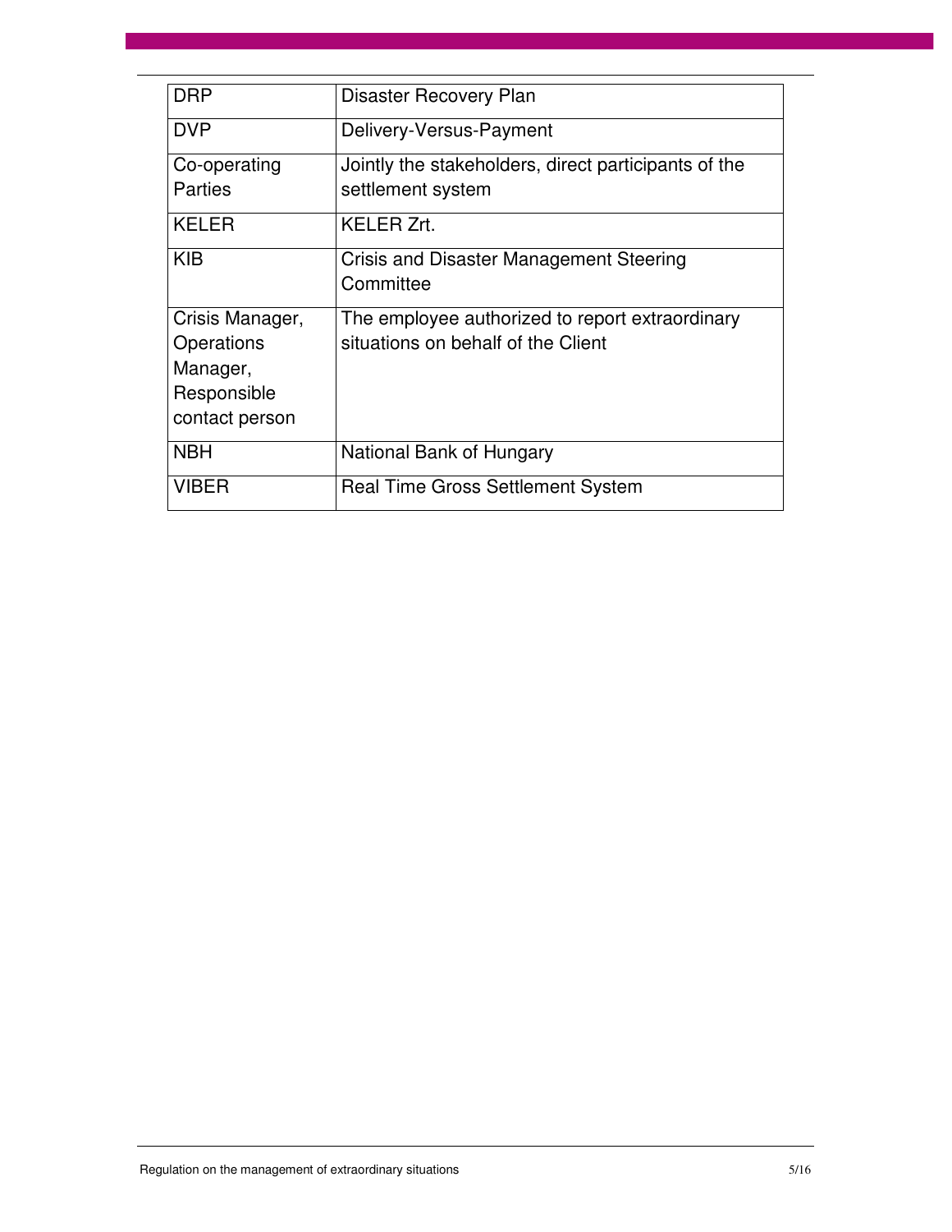| | |
|---|---|
| DRP | Disaster Recovery Plan |
| DVP | Delivery-Versus-Payment |
| Co-operating Parties | Jointly the stakeholders, direct participants of the settlement system |
| KELER | KELER Zrt. |
| KIB | Crisis and Disaster Management Steering Committee |
| Crisis Manager, Operations Manager, Responsible contact person | The employee authorized to report extraordinary situations on behalf of the Client |
| NBH | National Bank of Hungary |
| VIBER | Real Time Gross Settlement System |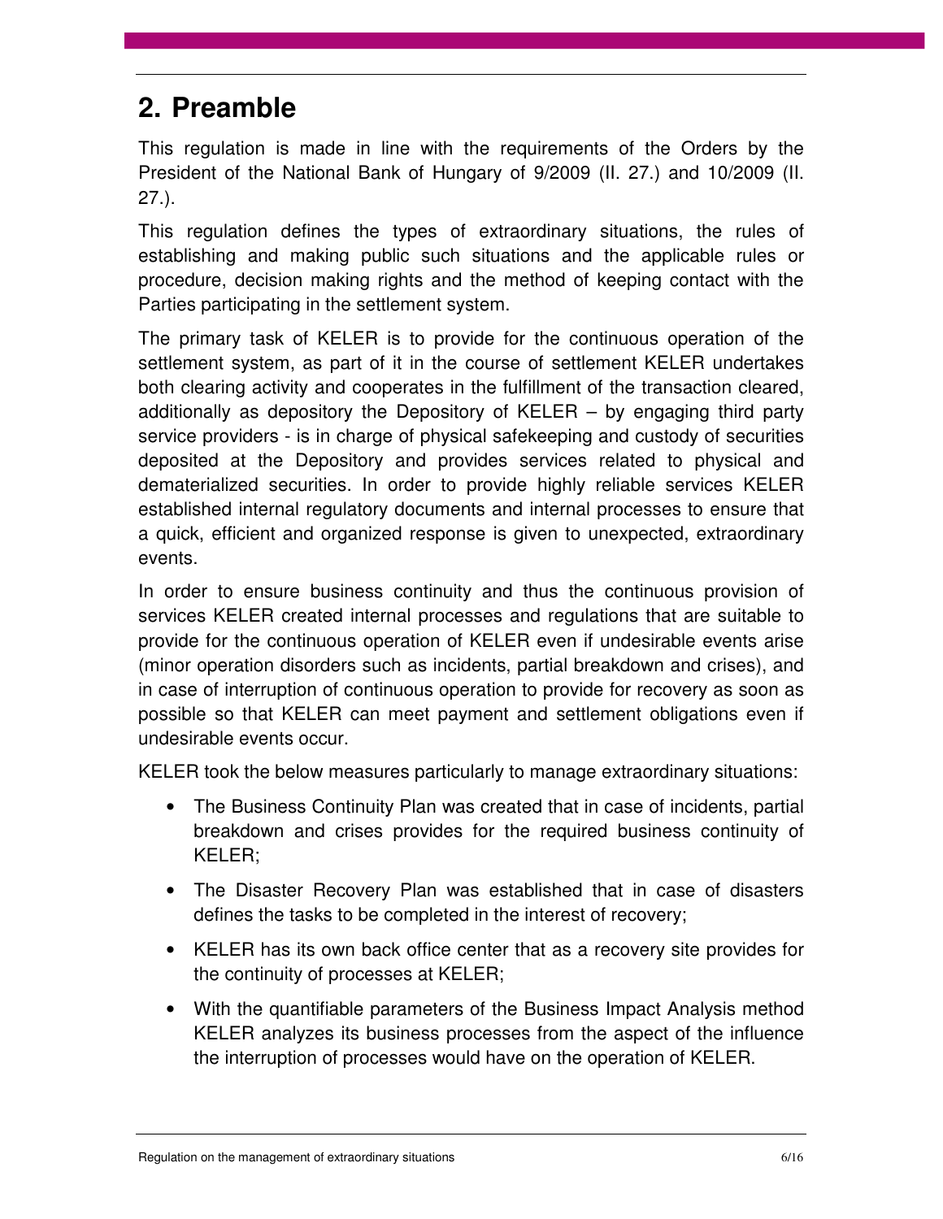## 2. Preamble

This regulation is made in line with the requirements of the Orders by the President of the National Bank of Hungary of 9/2009 (II. 27.) and 10/2009 (II. 27.).

This regulation defines the types of extraordinary situations, the rules of establishing and making public such situations and the applicable rules or procedure, decision making rights and the method of keeping contact with the Parties participating in the settlement system.

The primary task of KELER is to provide for the continuous operation of the settlement system, as part of it in the course of settlement KELER undertakes both clearing activity and cooperates in the fulfillment of the transaction cleared, additionally as depository the Depository of KELER – by engaging third party service providers - is in charge of physical safekeeping and custody of securities deposited at the Depository and provides services related to physical and dematerialized securities. In order to provide highly reliable services KELER established internal regulatory documents and internal processes to ensure that a quick, efficient and organized response is given to unexpected, extraordinary events.

In order to ensure business continuity and thus the continuous provision of services KELER created internal processes and regulations that are suitable to provide for the continuous operation of KELER even if undesirable events arise (minor operation disorders such as incidents, partial breakdown and crises), and in case of interruption of continuous operation to provide for recovery as soon as possible so that KELER can meet payment and settlement obligations even if undesirable events occur.

KELER took the below measures particularly to manage extraordinary situations:

- The Business Continuity Plan was created that in case of incidents, partial breakdown and crises provides for the required business continuity of KELER;
- The Disaster Recovery Plan was established that in case of disasters defines the tasks to be completed in the interest of recovery;
- KELER has its own back office center that as a recovery site provides for the continuity of processes at KELER;
- With the quantifiable parameters of the Business Impact Analysis method KELER analyzes its business processes from the aspect of the influence the interruption of processes would have on the operation of KELER.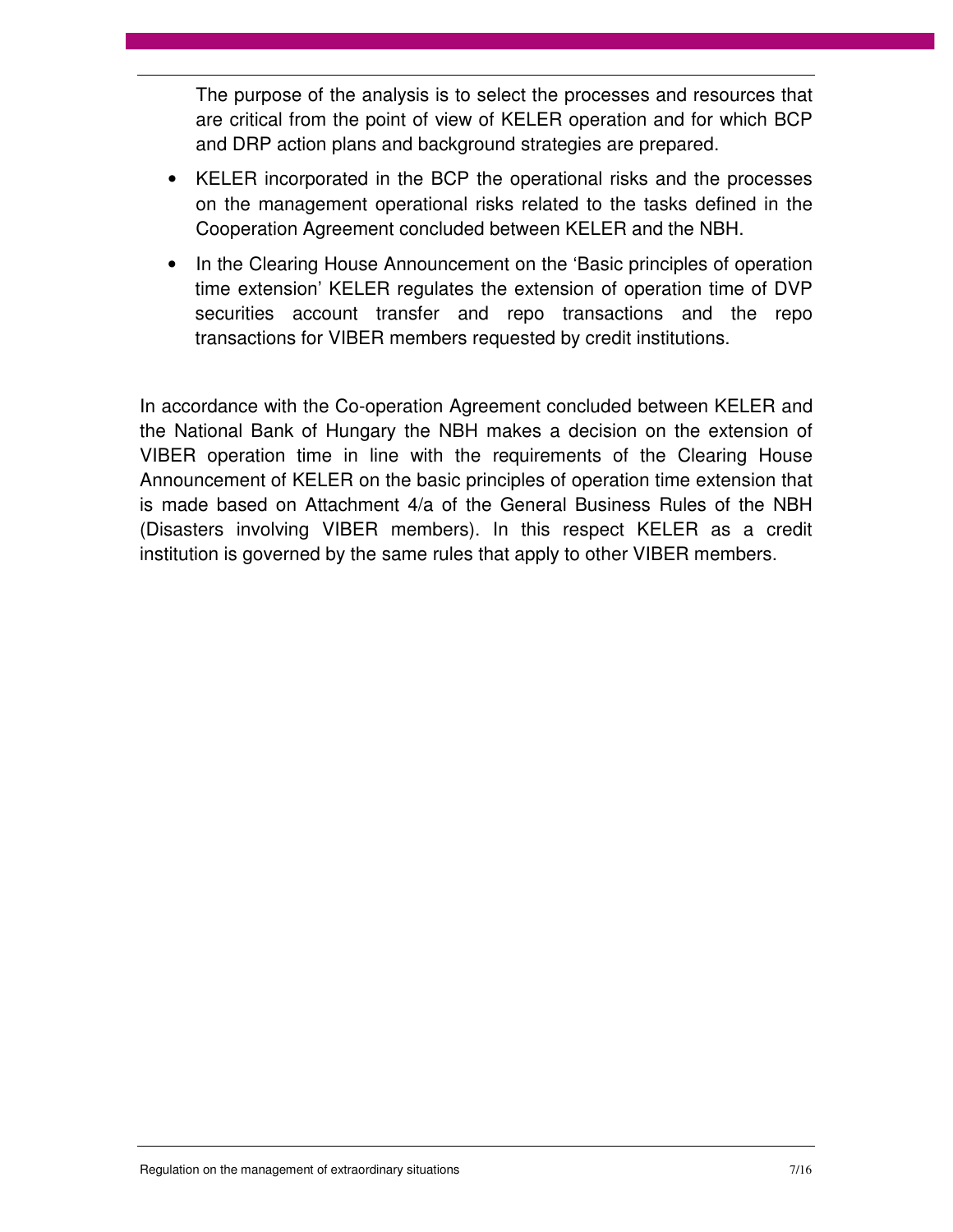The purpose of the analysis is to select the processes and resources that are critical from the point of view of KELER operation and for which BCP and DRP action plans and background strategies are prepared.

- KELER incorporated in the BCP the operational risks and the processes on the management operational risks related to the tasks defined in the Cooperation Agreement concluded between KELER and the NBH.
- In the Clearing House Announcement on the 'Basic principles of operation time extension' KELER regulates the extension of operation time of DVP securities account transfer and repo transactions and the repo transactions for VIBER members requested by credit institutions.

In accordance with the Co-operation Agreement concluded between KELER and the National Bank of Hungary the NBH makes a decision on the extension of VIBER operation time in line with the requirements of the Clearing House Announcement of KELER on the basic principles of operation time extension that is made based on Attachment 4/a of the General Business Rules of the NBH (Disasters involving VIBER members). In this respect KELER as a credit institution is governed by the same rules that apply to other VIBER members.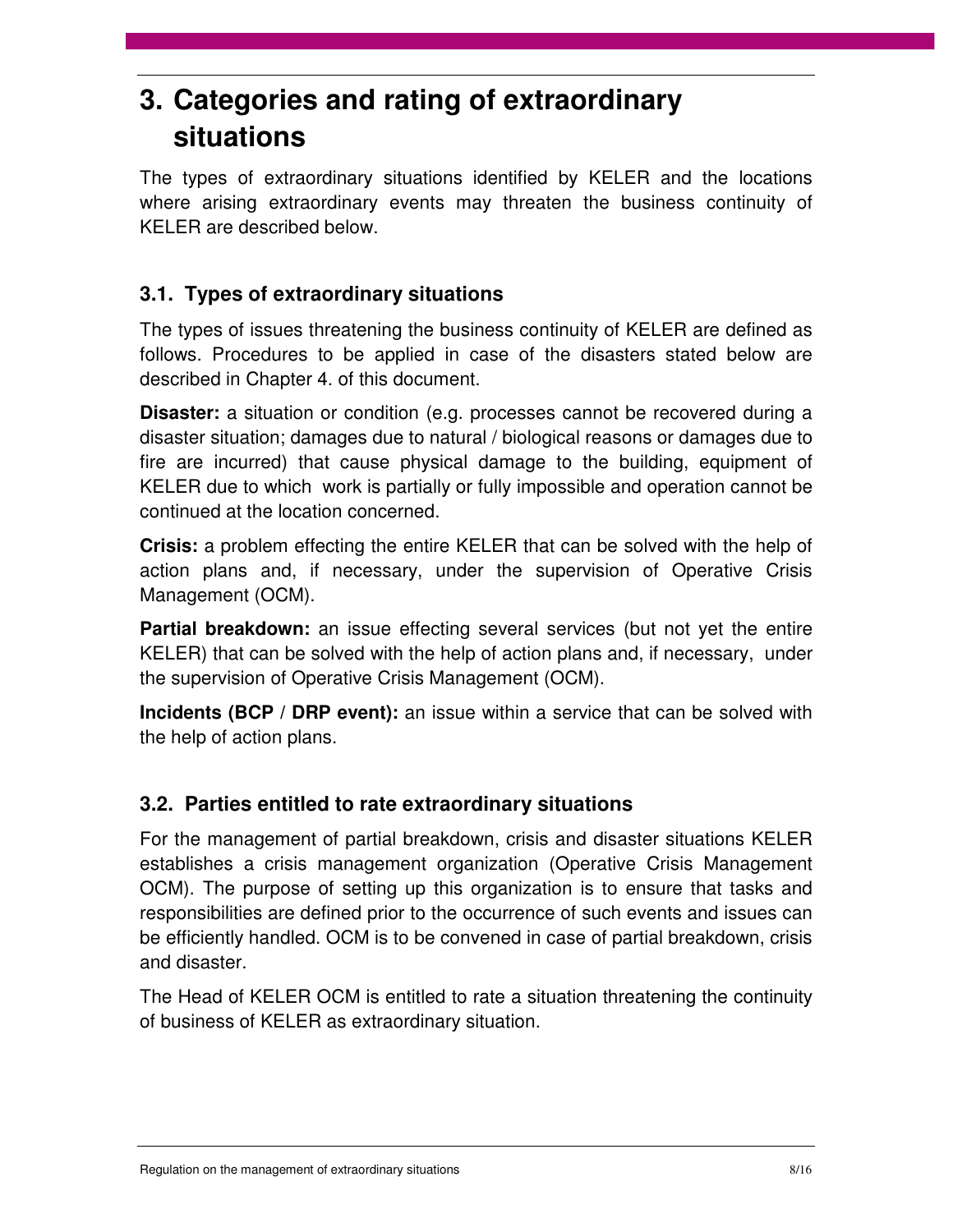# 3. Categories and rating of extraordinary situations

The types of extraordinary situations identified by KELER and the locations where arising extraordinary events may threaten the business continuity of KELER are described below.

## 3.1. Types of extraordinary situations

The types of issues threatening the business continuity of KELER are defined as follows. Procedures to be applied in case of the disasters stated below are described in Chapter 4. of this document.

**Disaster:** a situation or condition (e.g. processes cannot be recovered during a disaster situation; damages due to natural / biological reasons or damages due to fire are incurred) that cause physical damage to the building, equipment of KELER due to which work is partially or fully impossible and operation cannot be continued at the location concerned.

**Crisis:** a problem effecting the entire KELER that can be solved with the help of action plans and, if necessary, under the supervision of Operative Crisis Management (OCM).

**Partial breakdown:** an issue effecting several services (but not yet the entire KELER) that can be solved with the help of action plans and, if necessary, under the supervision of Operative Crisis Management (OCM).

**Incidents (BCP / DRP event):** an issue within a service that can be solved with the help of action plans.

## 3.2. Parties entitled to rate extraordinary situations

For the management of partial breakdown, crisis and disaster situations KELER establishes a crisis management organization (Operative Crisis Management OCM). The purpose of setting up this organization is to ensure that tasks and responsibilities are defined prior to the occurrence of such events and issues can be efficiently handled. OCM is to be convened in case of partial breakdown, crisis and disaster.

The Head of KELER OCM is entitled to rate a situation threatening the continuity of business of KELER as extraordinary situation.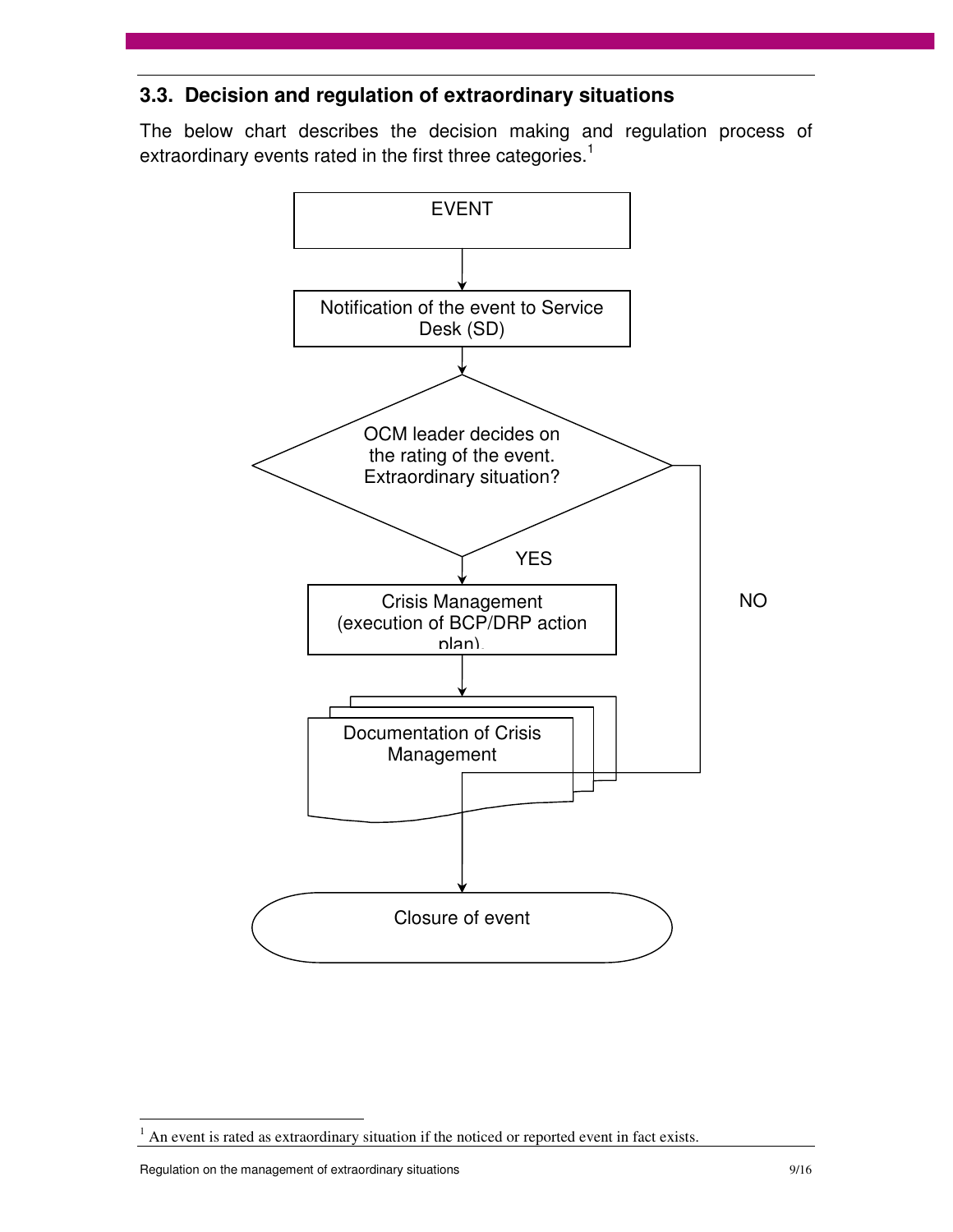## 3.3. Decision and regulation of extraordinary situations

The below chart describes the decision making and regulation process of extraordinary events rated in the first three categories.[1]

EVENT

Notification of the event to Service Desk (SD)

OCM leader decides on the rating of the event. Extraordinary situation?

YES

Crisis Management (execution of BCP/DRP action plan).

Documentation of Crisis Management

NO

Closure of event

---

[1] An event is rated as extraordinary situation if the noticed or reported event in fact exists.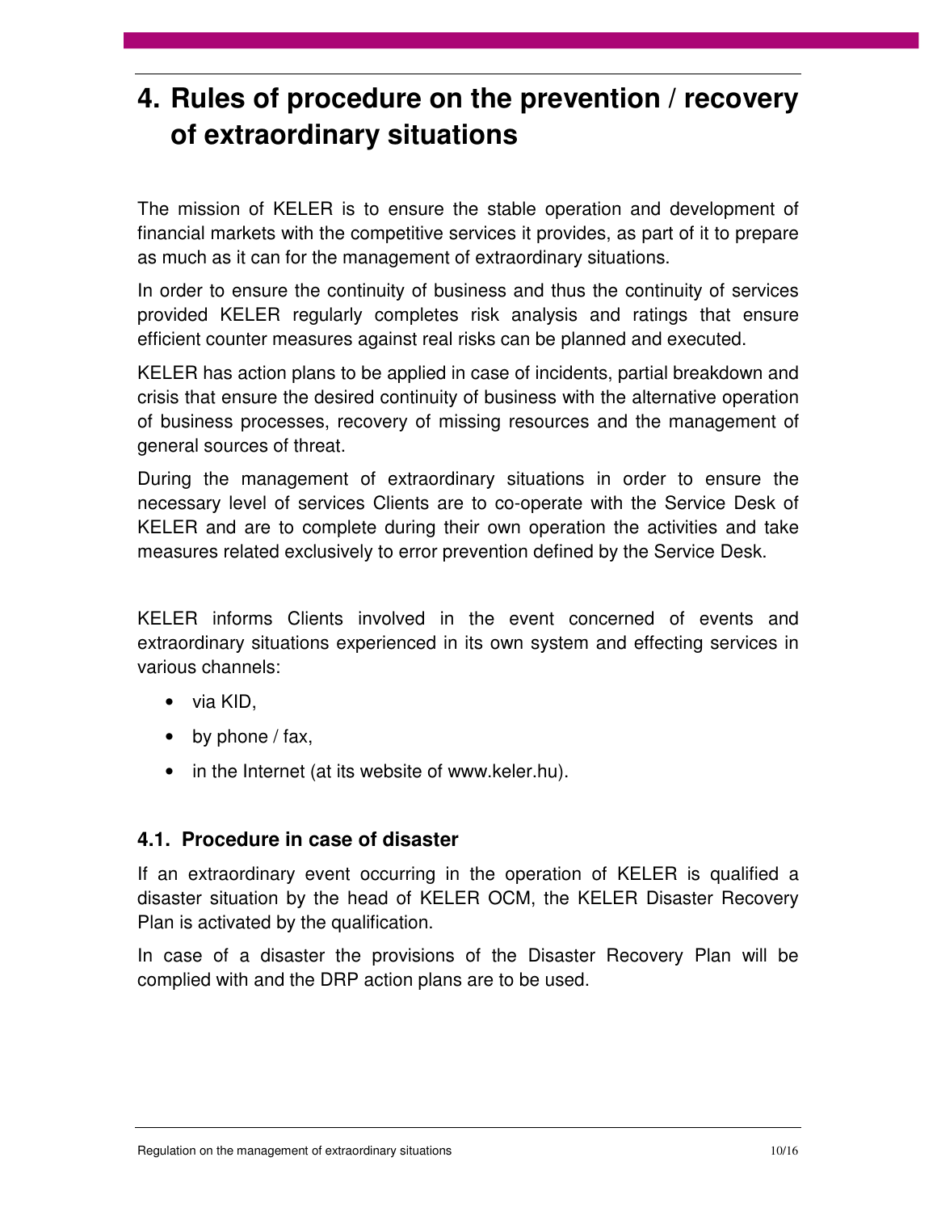# 4. Rules of procedure on the prevention / recovery of extraordinary situations

The mission of KELER is to ensure the stable operation and development of financial markets with the competitive services it provides, as part of it to prepare as much as it can for the management of extraordinary situations.

In order to ensure the continuity of business and thus the continuity of services provided KELER regularly completes risk analysis and ratings that ensure efficient counter measures against real risks can be planned and executed.

KELER has action plans to be applied in case of incidents, partial breakdown and crisis that ensure the desired continuity of business with the alternative operation of business processes, recovery of missing resources and the management of general sources of threat.

During the management of extraordinary situations in order to ensure the necessary level of services Clients are to co-operate with the Service Desk of KELER and are to complete during their own operation the activities and take measures related exclusively to error prevention defined by the Service Desk.

KELER informs Clients involved in the event concerned of events and extraordinary situations experienced in its own system and effecting services in various channels:

- via KID,
- by phone / fax,
- in the Internet (at its website of www.keler.hu).

## 4.1. Procedure in case of disaster

If an extraordinary event occurring in the operation of KELER is qualified a disaster situation by the head of KELER OCM, the KELER Disaster Recovery Plan is activated by the qualification.

In case of a disaster the provisions of the Disaster Recovery Plan will be complied with and the DRP action plans are to be used.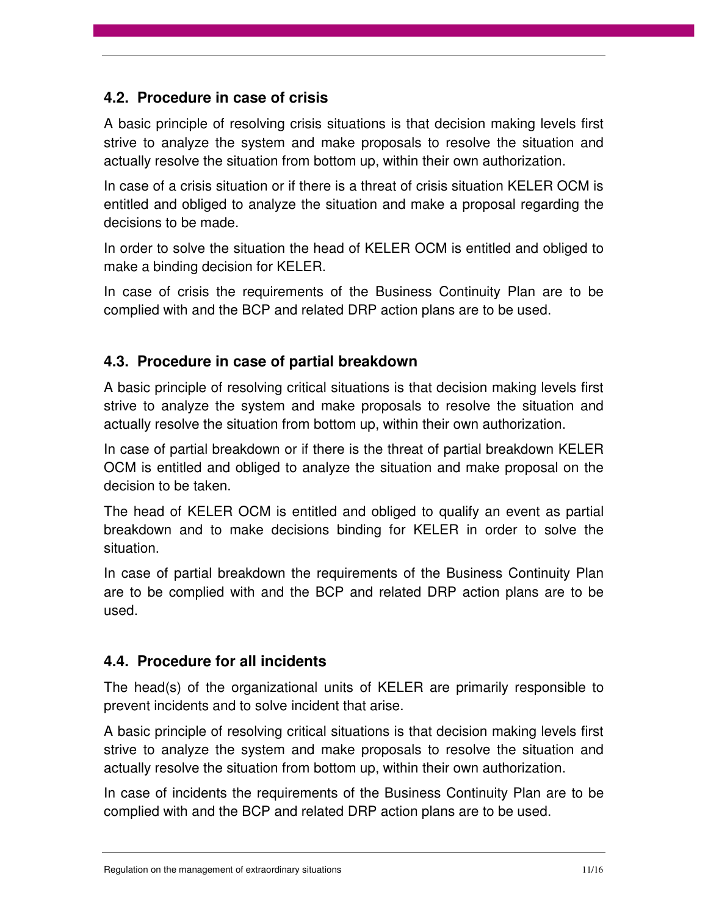### 4.2. Procedure in case of crisis

A basic principle of resolving crisis situations is that decision making levels first strive to analyze the system and make proposals to resolve the situation and actually resolve the situation from bottom up, within their own authorization.

In case of a crisis situation or if there is a threat of crisis situation KELER OCM is entitled and obliged to analyze the situation and make a proposal regarding the decisions to be made.

In order to solve the situation the head of KELER OCM is entitled and obliged to make a binding decision for KELER.

In case of crisis the requirements of the Business Continuity Plan are to be complied with and the BCP and related DRP action plans are to be used.

### 4.3. Procedure in case of partial breakdown

A basic principle of resolving critical situations is that decision making levels first strive to analyze the system and make proposals to resolve the situation and actually resolve the situation from bottom up, within their own authorization.

In case of partial breakdown or if there is the threat of partial breakdown KELER OCM is entitled and obliged to analyze the situation and make proposal on the decision to be taken.

The head of KELER OCM is entitled and obliged to qualify an event as partial breakdown and to make decisions binding for KELER in order to solve the situation.

In case of partial breakdown the requirements of the Business Continuity Plan are to be complied with and the BCP and related DRP action plans are to be used.

### 4.4. Procedure for all incidents

The head(s) of the organizational units of KELER are primarily responsible to prevent incidents and to solve incident that arise.

A basic principle of resolving critical situations is that decision making levels first strive to analyze the system and make proposals to resolve the situation and actually resolve the situation from bottom up, within their own authorization.

In case of incidents the requirements of the Business Continuity Plan are to be complied with and the BCP and related DRP action plans are to be used.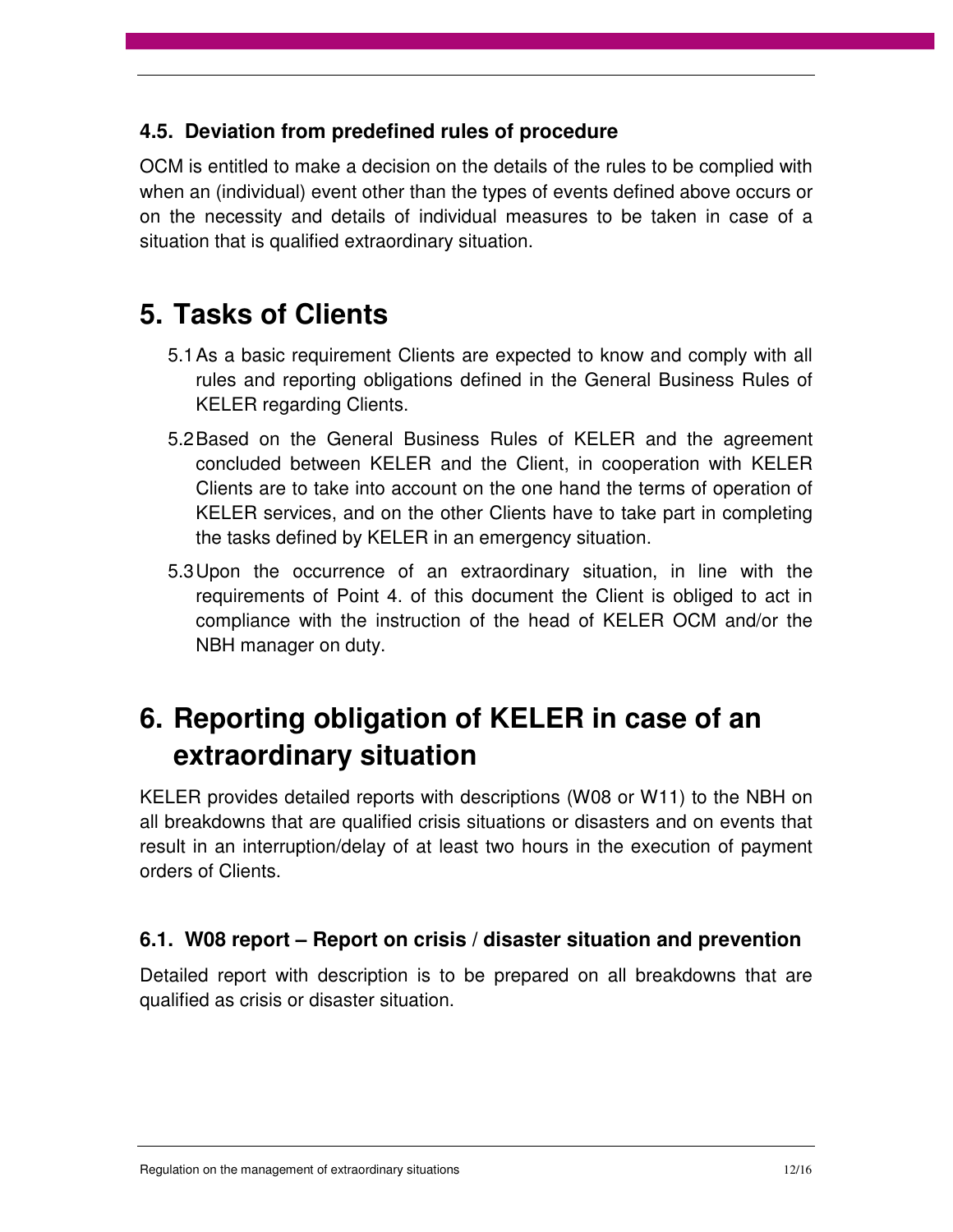### 4.5. Deviation from predefined rules of procedure

OCM is entitled to make a decision on the details of the rules to be complied with when an (individual) event other than the types of events defined above occurs or on the necessity and details of individual measures to be taken in case of a situation that is qualified extraordinary situation.

## 5. Tasks of Clients

5.1 As a basic requirement Clients are expected to know and comply with all rules and reporting obligations defined in the General Business Rules of KELER regarding Clients.

5.2 Based on the General Business Rules of KELER and the agreement concluded between KELER and the Client, in cooperation with KELER Clients are to take into account on the one hand the terms of operation of KELER services, and on the other Clients have to take part in completing the tasks defined by KELER in an emergency situation.

5.3 Upon the occurrence of an extraordinary situation, in line with the requirements of Point 4. of this document the Client is obliged to act in compliance with the instruction of the head of KELER OCM and/or the NBH manager on duty.

## 6. Reporting obligation of KELER in case of an extraordinary situation

KELER provides detailed reports with descriptions (W08 or W11) to the NBH on all breakdowns that are qualified crisis situations or disasters and on events that result in an interruption/delay of at least two hours in the execution of payment orders of Clients.

### 6.1. W08 report – Report on crisis / disaster situation and prevention

Detailed report with description is to be prepared on all breakdowns that are qualified as crisis or disaster situation.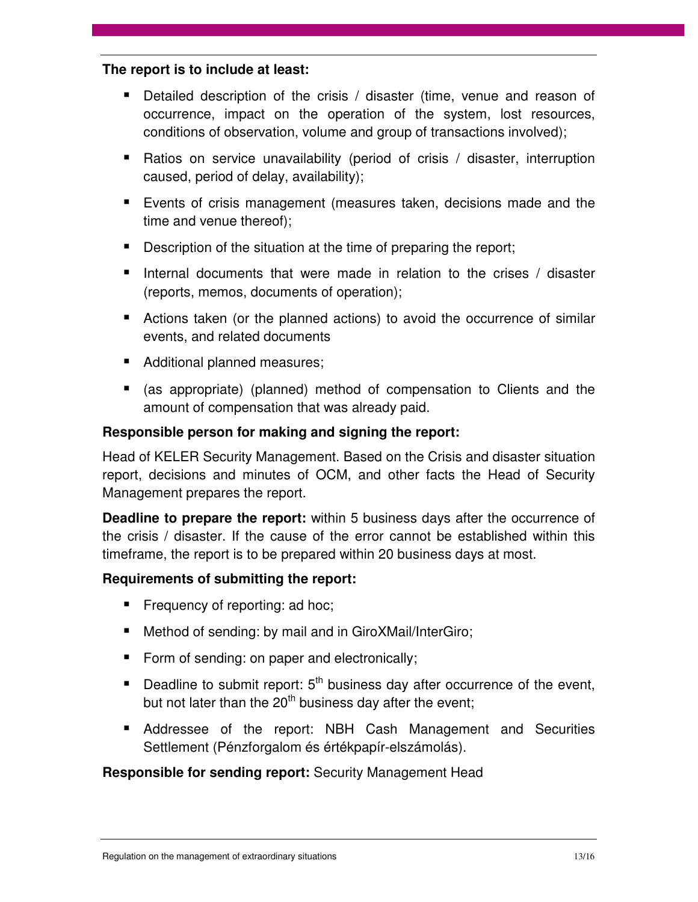**The report is to include at least:**

- Detailed description of the crisis / disaster (time, venue and reason of occurrence, impact on the operation of the system, lost resources, conditions of observation, volume and group of transactions involved);
- Ratios on service unavailability (period of crisis / disaster, interruption caused, period of delay, availability);
- Events of crisis management (measures taken, decisions made and the time and venue thereof);
- Description of the situation at the time of preparing the report;
- Internal documents that were made in relation to the crises / disaster (reports, memos, documents of operation);
- Actions taken (or the planned actions) to avoid the occurrence of similar events, and related documents
- Additional planned measures;
- (as appropriate) (planned) method of compensation to Clients and the amount of compensation that was already paid.

**Responsible person for making and signing the report:**

Head of KELER Security Management. Based on the Crisis and disaster situation report, decisions and minutes of OCM, and other facts the Head of Security Management prepares the report.

**Deadline to prepare the report:** within 5 business days after the occurrence of the crisis / disaster. If the cause of the error cannot be established within this timeframe, the report is to be prepared within 20 business days at most.

**Requirements of submitting the report:**

- Frequency of reporting: ad hoc;
- Method of sending: by mail and in GiroXMail/InterGiro;
- Form of sending: on paper and electronically;
- Deadline to submit report: 5th business day after occurrence of the event, but not later than the 20th business day after the event;
- Addressee of the report: NBH Cash Management and Securities Settlement (Pénzforgalom és értékpapír-elszámolás).

**Responsible for sending report:** Security Management Head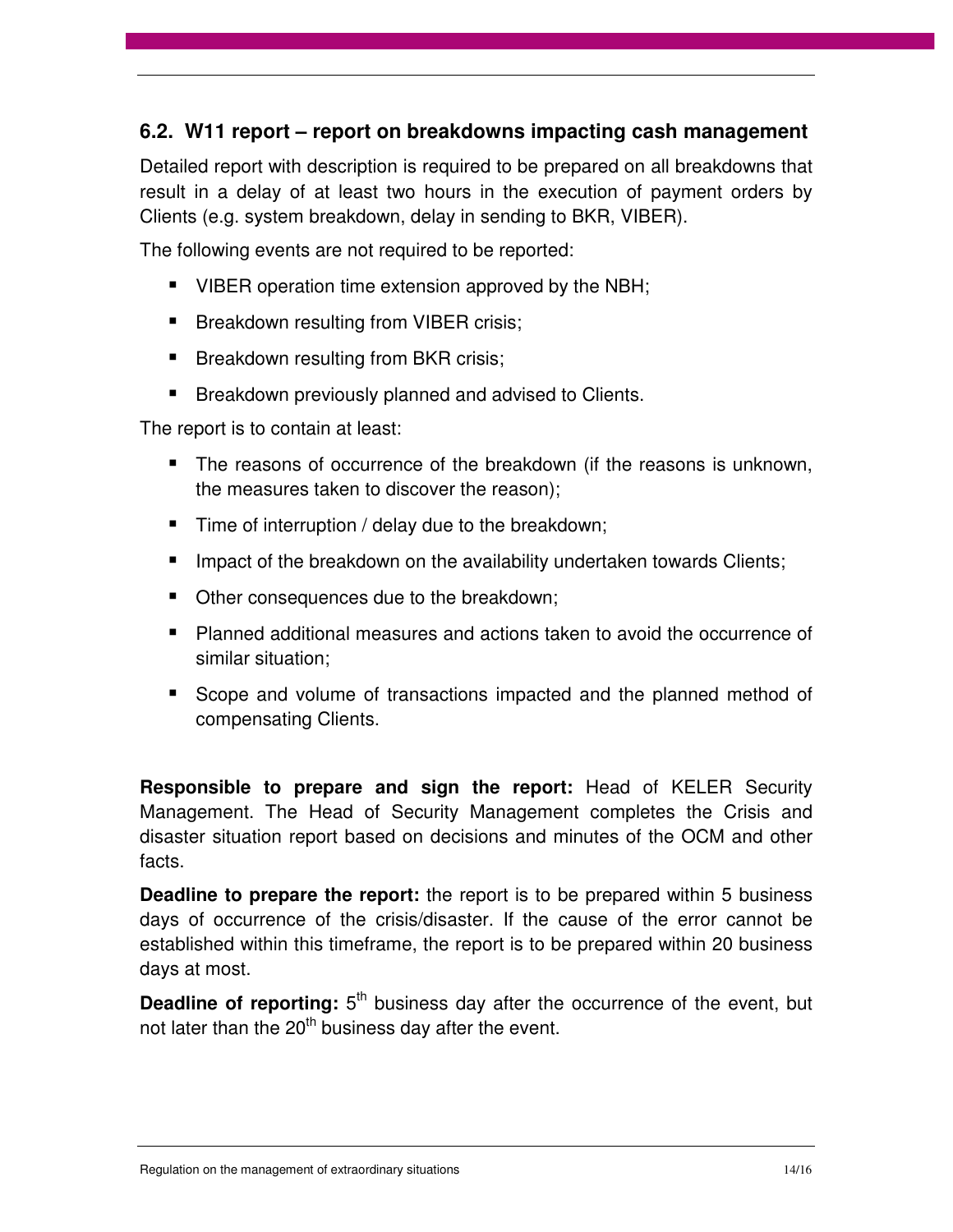## 6.2. W11 report – report on breakdowns impacting cash management

Detailed report with description is required to be prepared on all breakdowns that result in a delay of at least two hours in the execution of payment orders by Clients (e.g. system breakdown, delay in sending to BKR, VIBER).

The following events are not required to be reported:

- VIBER operation time extension approved by the NBH;
- Breakdown resulting from VIBER crisis;
- Breakdown resulting from BKR crisis;
- Breakdown previously planned and advised to Clients.

The report is to contain at least:

- The reasons of occurrence of the breakdown (if the reasons is unknown, the measures taken to discover the reason);
- Time of interruption / delay due to the breakdown;
- Impact of the breakdown on the availability undertaken towards Clients;
- Other consequences due to the breakdown;
- Planned additional measures and actions taken to avoid the occurrence of similar situation;
- Scope and volume of transactions impacted and the planned method of compensating Clients.

**Responsible to prepare and sign the report:** Head of KELER Security Management. The Head of Security Management completes the Crisis and disaster situation report based on decisions and minutes of the OCM and other facts.

**Deadline to prepare the report:** the report is to be prepared within 5 business days of occurrence of the crisis/disaster. If the cause of the error cannot be established within this timeframe, the report is to be prepared within 20 business days at most.

**Deadline of reporting:** 5th business day after the occurrence of the event, but not later than the 20th business day after the event.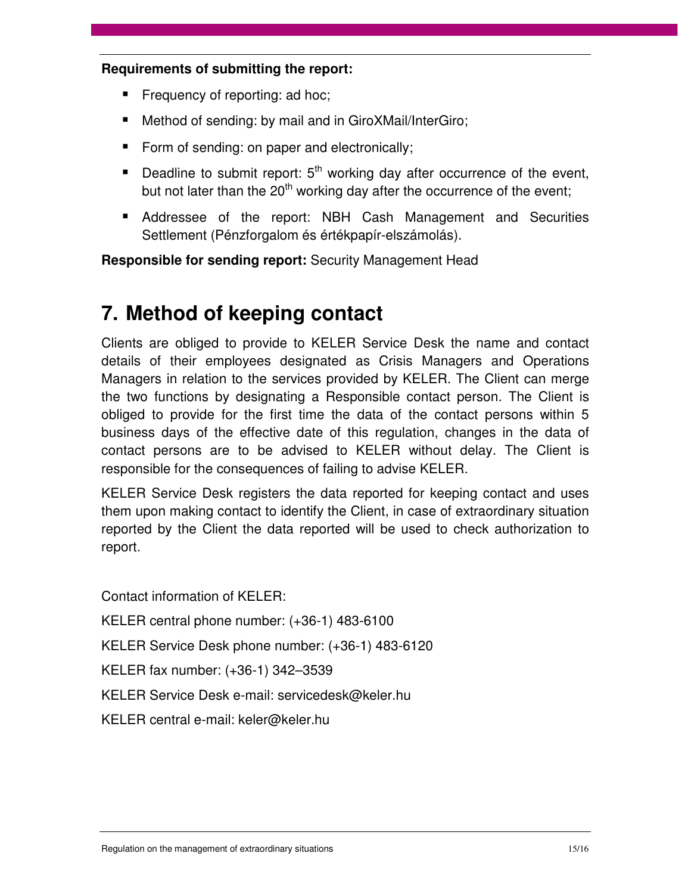**Requirements of submitting the report:**

- Frequency of reporting: ad hoc;
- Method of sending: by mail and in GiroXMail/InterGiro;
- Form of sending: on paper and electronically;
- Deadline to submit report: 5th working day after occurrence of the event, but not later than the 20th working day after the occurrence of the event;
- Addressee of the report: NBH Cash Management and Securities Settlement (Pénzforgalom és értékpapír-elszámolás).

**Responsible for sending report:** Security Management Head

# 7. Method of keeping contact

Clients are obliged to provide to KELER Service Desk the name and contact details of their employees designated as Crisis Managers and Operations Managers in relation to the services provided by KELER. The Client can merge the two functions by designating a Responsible contact person. The Client is obliged to provide for the first time the data of the contact persons within 5 business days of the effective date of this regulation, changes in the data of contact persons are to be advised to KELER without delay. The Client is responsible for the consequences of failing to advise KELER.

KELER Service Desk registers the data reported for keeping contact and uses them upon making contact to identify the Client, in case of extraordinary situation reported by the Client the data reported will be used to check authorization to report.

Contact information of KELER:

KELER central phone number: (+36-1) 483-6100

KELER Service Desk phone number: (+36-1) 483-6120

KELER fax number: (+36-1) 342–3539

KELER Service Desk e-mail: servicedesk@keler.hu

KELER central e-mail: keler@keler.hu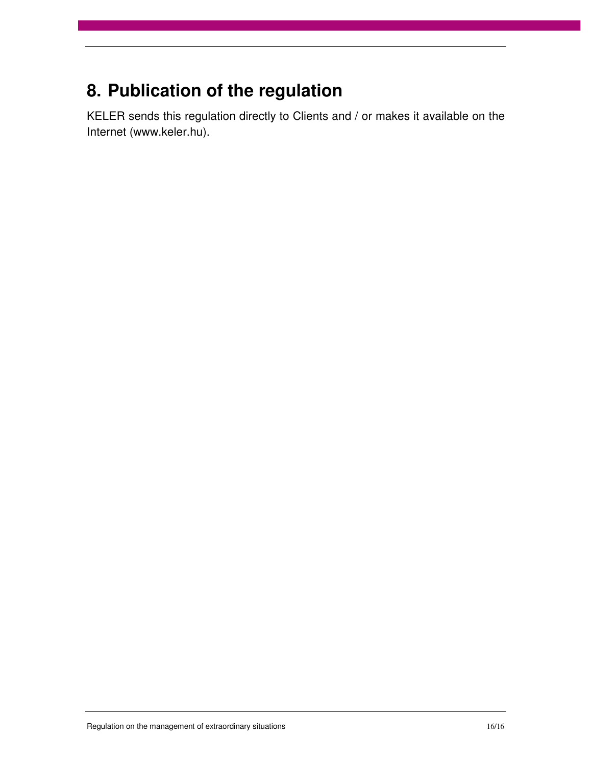# 8. Publication of the regulation

KELER sends this regulation directly to Clients and / or makes it available on the Internet (www.keler.hu).